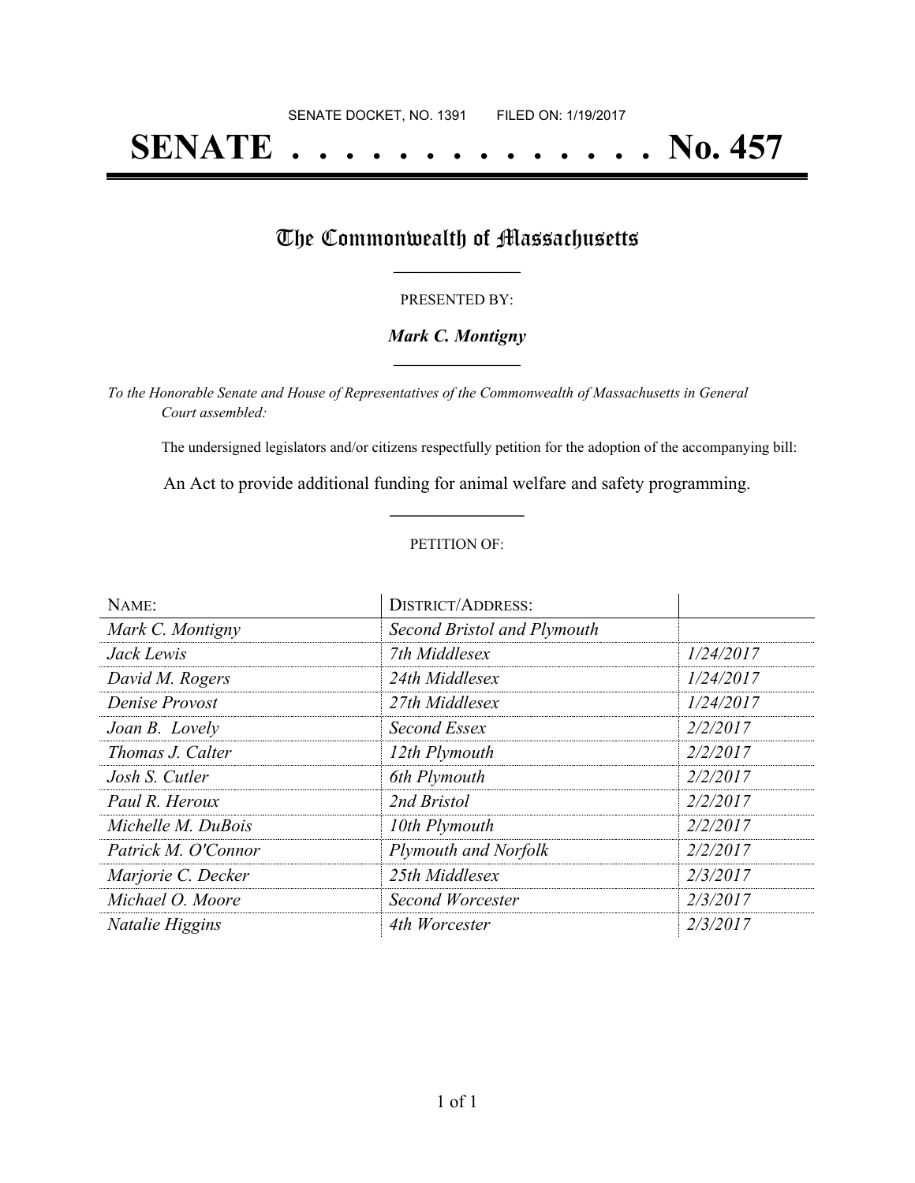SENATE DOCKET, NO. 1391        FILED ON: 1/19/2017

# SENATE . . . . . . . . . . . . . . No. 457

## The Commonwealth of Massachusetts

PRESENTED BY:

***Mark C. Montigny***

*To the Honorable Senate and House of Representatives of the Commonwealth of Massachusetts in General Court assembled:*

The undersigned legislators and/or citizens respectfully petition for the adoption of the accompanying bill:

An Act to provide additional funding for animal welfare and safety programming.

PETITION OF:

| NAME: | DISTRICT/ADDRESS: | |
|---|---|---|
| *Mark C. Montigny* | *Second Bristol and Plymouth* | |
| *Jack Lewis* | *7th Middlesex* | *1/24/2017* |
| *David M. Rogers* | *24th Middlesex* | *1/24/2017* |
| *Denise Provost* | *27th Middlesex* | *1/24/2017* |
| *Joan B. Lovely* | *Second Essex* | *2/2/2017* |
| *Thomas J. Calter* | *12th Plymouth* | *2/2/2017* |
| *Josh S. Cutler* | *6th Plymouth* | *2/2/2017* |
| *Paul R. Heroux* | *2nd Bristol* | *2/2/2017* |
| *Michelle M. DuBois* | *10th Plymouth* | *2/2/2017* |
| *Patrick M. O'Connor* | *Plymouth and Norfolk* | *2/2/2017* |
| *Marjorie C. Decker* | *25th Middlesex* | *2/3/2017* |
| *Michael O. Moore* | *Second Worcester* | *2/3/2017* |
| *Natalie Higgins* | *4th Worcester* | *2/3/2017* |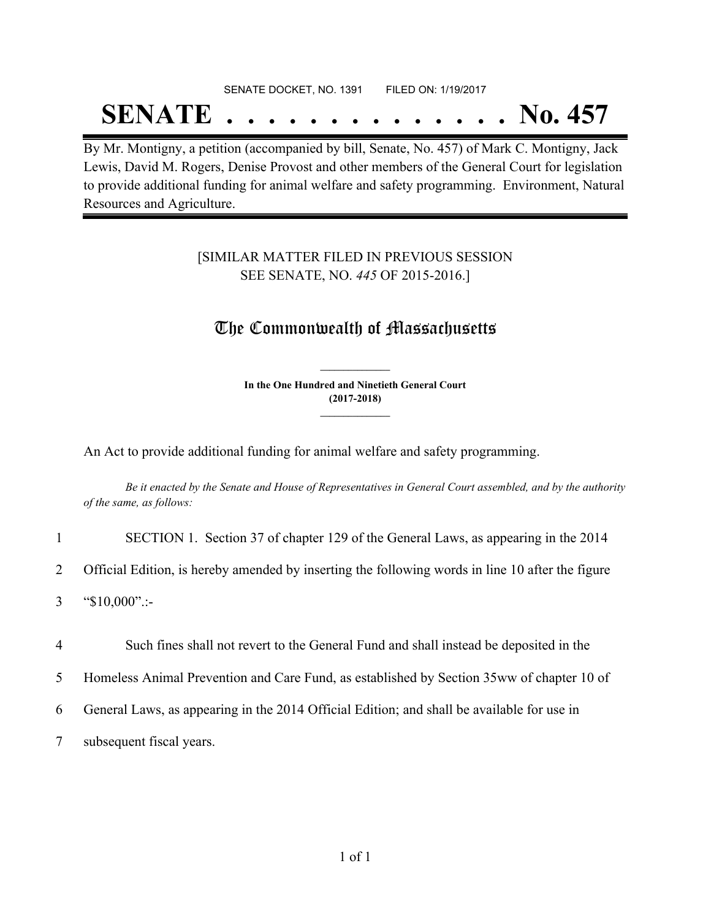SENATE DOCKET, NO. 1391        FILED ON: 1/19/2017

# SENATE . . . . . . . . . . . . . . No. 457

By Mr. Montigny, a petition (accompanied by bill, Senate, No. 457) of Mark C. Montigny, Jack Lewis, David M. Rogers, Denise Provost and other members of the General Court for legislation to provide additional funding for animal welfare and safety programming. Environment, Natural Resources and Agriculture.

[SIMILAR MATTER FILED IN PREVIOUS SESSION
SEE SENATE, NO. *445* OF 2015-2016.]

## The Commonwealth of Massachusetts

**In the One Hundred and Ninetieth General Court**
**(2017-2018)**

An Act to provide additional funding for animal welfare and safety programming.

*Be it enacted by the Senate and House of Representatives in General Court assembled, and by the authority of the same, as follows:*

1 SECTION 1. Section 37 of chapter 129 of the General Laws, as appearing in the 2014
2 Official Edition, is hereby amended by inserting the following words in line 10 after the figure
3 "$10,000".:-

4 Such fines shall not revert to the General Fund and shall instead be deposited in the
5 Homeless Animal Prevention and Care Fund, as established by Section 35ww of chapter 10 of
6 General Laws, as appearing in the 2014 Official Edition; and shall be available for use in
7 subsequent fiscal years.